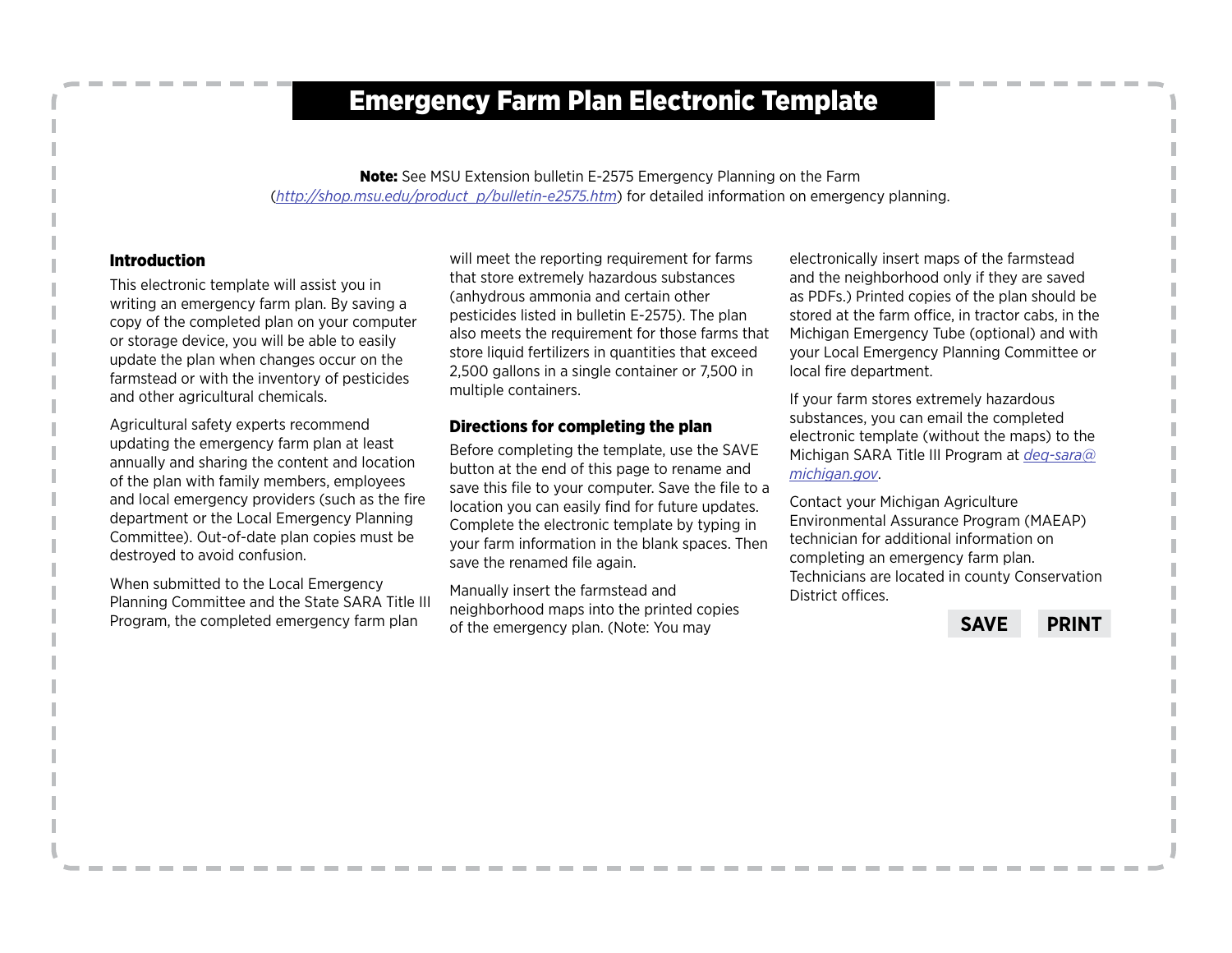# Emergency Farm Plan Electronic Template

**Note:** See MSU Extension bulletin E-2575 Emergency Planning on the Farm (*http://shop.msu.edu/product_p/bulletin-e2575.htm*) for detailed information on emergency planning.

## Introduction

This electronic template will assist you in writing an emergency farm plan. By saving a copy of the completed plan on your computer or storage device, you will be able to easily update the plan when changes occur on the farmstead or with the inventory of pesticides and other agricultural chemicals.

Agricultural safety experts recommend updating the emergency farm plan at least annually and sharing the content and location of the plan with family members, employees and local emergency providers (such as the fire department or the Local Emergency Planning Committee). Out-of-date plan copies must be destroyed to avoid confusion.

When submitted to the Local Emergency Planning Committee and the State SARA Title III Program, the completed emergency farm plan will meet the reporting requirement for farms that store extremely hazardous substances (anhydrous ammonia and certain other pesticides listed in bulletin E-2575). The plan also meets the requirement for those farms that store liquid fertilizers in quantities that exceed 2,500 gallons in a single container or 7,500 in multiple containers.

## Directions for completing the plan

Before completing the template, use the SAVE button at the end of this page to rename and save this file to your computer. Save the file to a location you can easily find for future updates. Complete the electronic template by typing in your farm information in the blank spaces. Then save the renamed file again.

Manually insert the farmstead and neighborhood maps into the printed copies of the emergency plan. (Note: You may electronically insert maps of the farmstead and the neighborhood only if they are saved as PDFs.) Printed copies of the plan should be stored at the farm office, in tractor cabs, in the Michigan Emergency Tube (optional) and with your Local Emergency Planning Committee or local fire department.

If your farm stores extremely hazardous substances, you can email the completed electronic template (without the maps) to the Michigan SARA Title III Program at *deq-sara@michigan.gov*.

Contact your Michigan Agriculture Environmental Assurance Program (MAEAP) technician for additional information on completing an emergency farm plan. Technicians are located in county Conservation District offices.

**SAVE** **PRINT**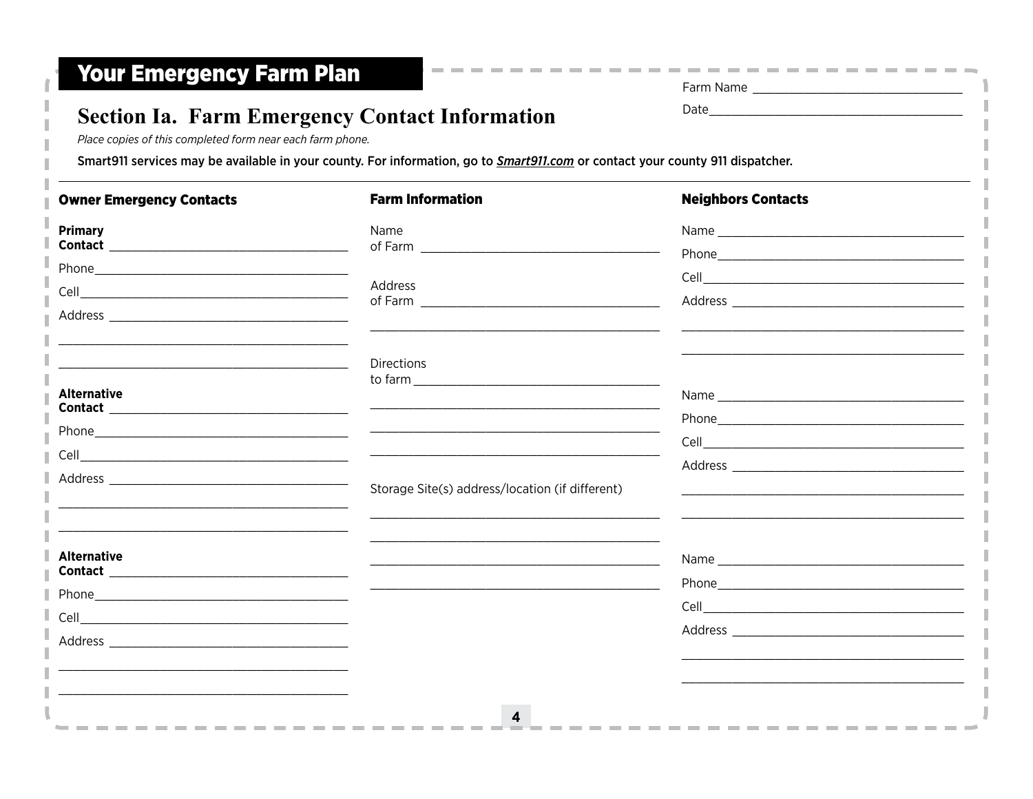# Your Emergency Farm Plan

Farm Name ______________________________

Date______________________________

## Section Ia. Farm Emergency Contact Information

*Place copies of this completed form near each farm phone.*

Smart911 services may be available in your county. For information, go to ***Smart911.com*** or contact your county 911 dispatcher.

### Owner Emergency Contacts

**Primary Contact** ______________________________

Phone______________________________

Cell______________________________

Address ______________________________

______________________________

______________________________

**Alternative Contact** ______________________________

Phone______________________________

Cell______________________________

Address ______________________________

______________________________

______________________________

**Alternative Contact** ______________________________

Phone______________________________

Cell______________________________

Address ______________________________

______________________________

______________________________

### Farm Information

Name of Farm ______________________________

Address of Farm ______________________________

______________________________

Directions to farm ______________________________

______________________________

______________________________

______________________________

Storage Site(s) address/location (if different)

______________________________

______________________________

______________________________

______________________________

### Neighbors Contacts

Name ______________________________

Phone______________________________

Cell______________________________

Address ______________________________

______________________________

______________________________

Name ______________________________

Phone______________________________

Cell______________________________

Address ______________________________

______________________________

______________________________

Name ______________________________

Phone______________________________

Cell______________________________

Address ______________________________

______________________________

______________________________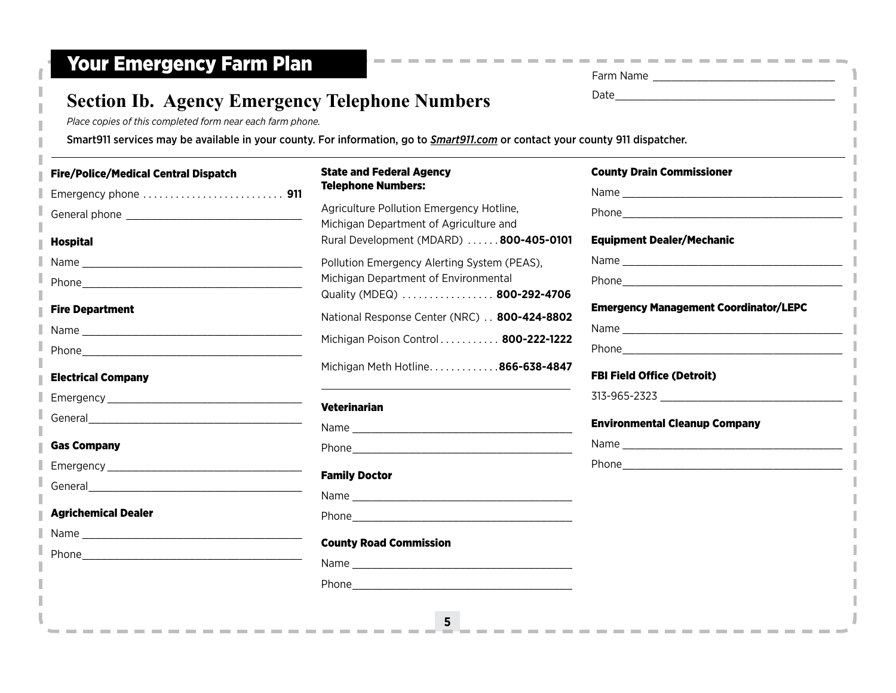# Your Emergency Farm Plan

Farm Name ______________________________

Date______________________________

## Section Ib. Agency Emergency Telephone Numbers

*Place copies of this completed form near each farm phone.*

Smart911 services may be available in your county. For information, go to *Smart911.com* or contact your county 911 dispatcher.

---

### Fire/Police/Medical Central Dispatch

Emergency phone .......................... **911**

General phone ______________________________

### Hospital

Name ______________________________

Phone______________________________

### Fire Department

Name ______________________________

Phone______________________________

### Electrical Company

Emergency ______________________________

General______________________________

### Gas Company

Emergency ______________________________

General______________________________

### Agrichemical Dealer

Name ______________________________

Phone______________________________

### State and Federal Agency Telephone Numbers:

Agriculture Pollution Emergency Hotline, Michigan Department of Agriculture and Rural Development (MDARD) ...... **800-405-0101**

Pollution Emergency Alerting System (PEAS), Michigan Department of Environmental Quality (MDEQ) ................. **800-292-4706**

National Response Center (NRC) .. **800-424-8802**

Michigan Poison Control........... **800-222-1222**

Michigan Meth Hotline.............**866-638-4847**

______________________________

### Veterinarian

Name ______________________________

Phone______________________________

### Family Doctor

Name ______________________________

Phone______________________________

### County Road Commission

Name ______________________________

Phone______________________________

### County Drain Commissioner

Name ______________________________

Phone______________________________

### Equipment Dealer/Mechanic

Name ______________________________

Phone______________________________

### Emergency Management Coordinator/LEPC

Name ______________________________

Phone______________________________

### FBI Field Office (Detroit)

313-965-2323 ______________________________

### Environmental Cleanup Company

Name ______________________________

Phone______________________________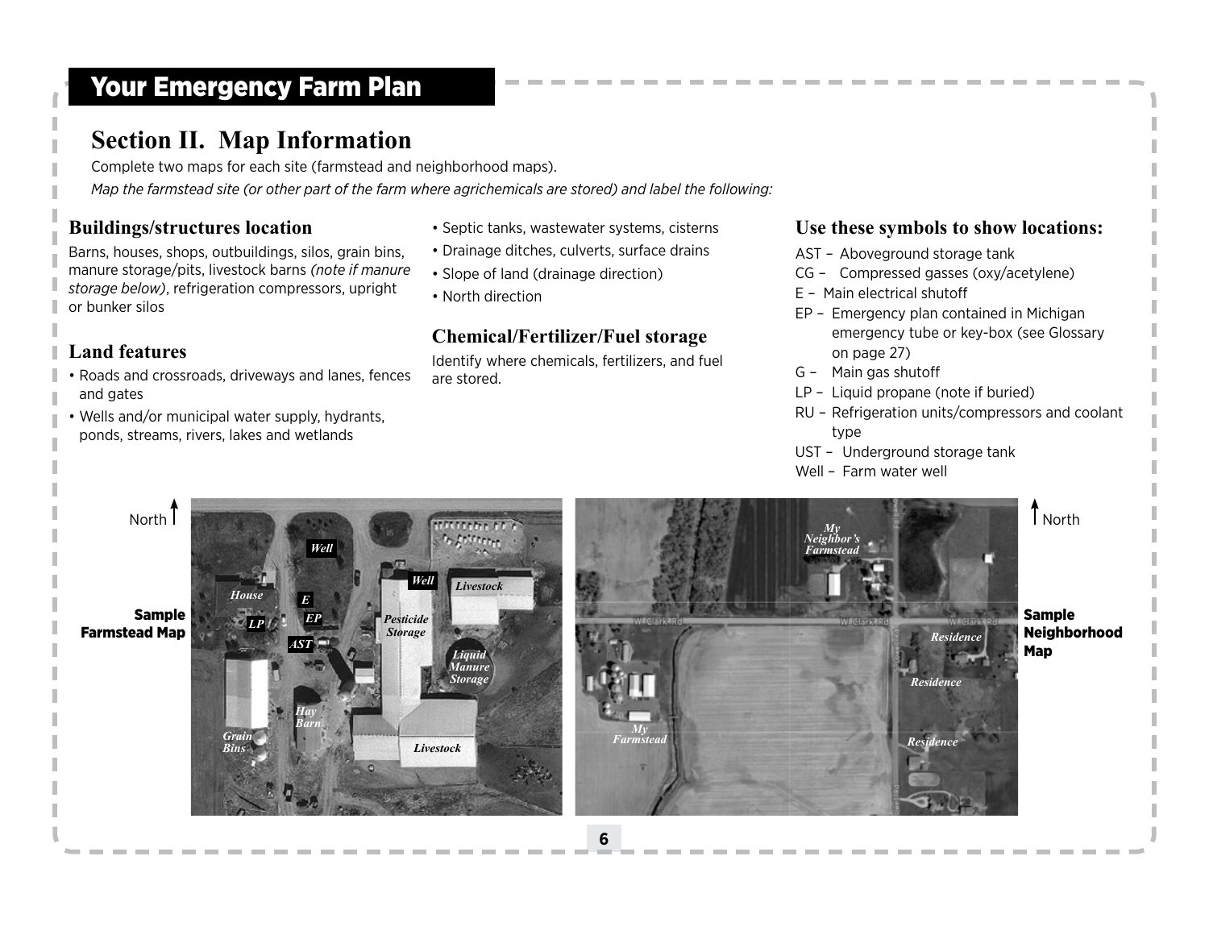# Your Emergency Farm Plan

## Section II. Map Information

Complete two maps for each site (farmstead and neighborhood maps).

*Map the farmstead site (or other part of the farm where agrichemicals are stored) and label the following:*

### Buildings/structures location

Barns, houses, shops, outbuildings, silos, grain bins, manure storage/pits, livestock barns *(note if manure storage below)*, refrigeration compressors, upright or bunker silos

### Land features

- Roads and crossroads, driveways and lanes, fences and gates
- Wells and/or municipal water supply, hydrants, ponds, streams, rivers, lakes and wetlands
- Septic tanks, wastewater systems, cisterns
- Drainage ditches, culverts, surface drains
- Slope of land (drainage direction)
- North direction

### Chemical/Fertilizer/Fuel storage

Identify where chemicals, fertilizers, and fuel are stored.

### Use these symbols to show locations:

AST – Aboveground storage tank
CG – Compressed gasses (oxy/acetylene)
E – Main electrical shutoff
EP – Emergency plan contained in Michigan emergency tube or key-box (see Glossary on page 27)
G – Main gas shutoff
LP – Liquid propane (note if buried)
RU – Refrigeration units/compressors and coolant type
UST – Underground storage tank
Well – Farm water well

**Sample Farmstead Map**

**Sample Neighborhood Map**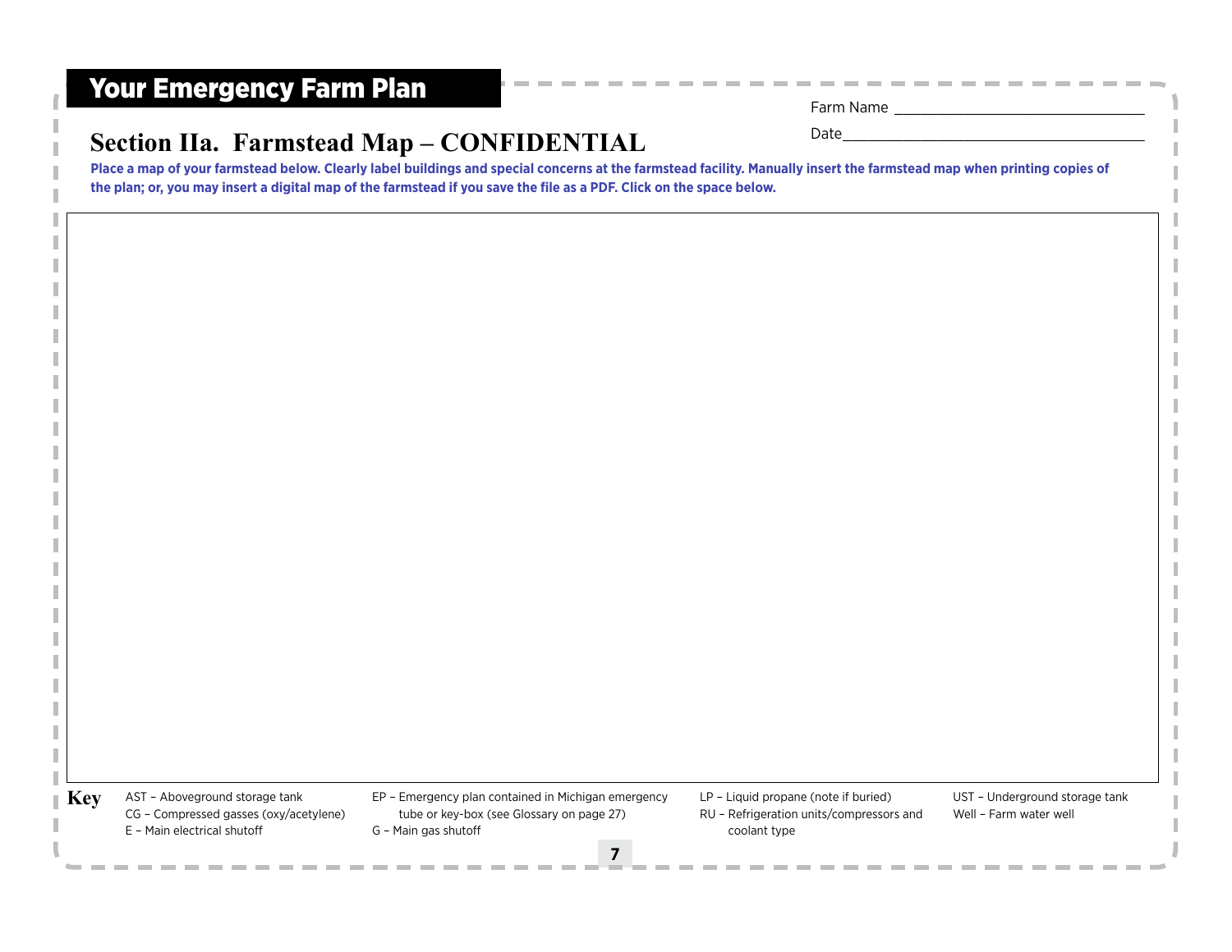# Your Emergency Farm Plan

Farm Name ______________________________

Date____________________________________

## Section IIa. Farmstead Map – CONFIDENTIAL

**Place a map of your farmstead below. Clearly label buildings and special concerns at the farmstead facility. Manually insert the farmstead map when printing copies of the plan; or, you may insert a digital map of the farmstead if you save the file as a PDF. Click on the space below.**

**Key**

- AST – Aboveground storage tank
- CG – Compressed gasses (oxy/acetylene)
- E – Main electrical shutoff
- EP – Emergency plan contained in Michigan emergency tube or key-box (see Glossary on page 27)
- G – Main gas shutoff
- LP – Liquid propane (note if buried)
- RU – Refrigeration units/compressors and coolant type
- UST – Underground storage tank
- Well – Farm water well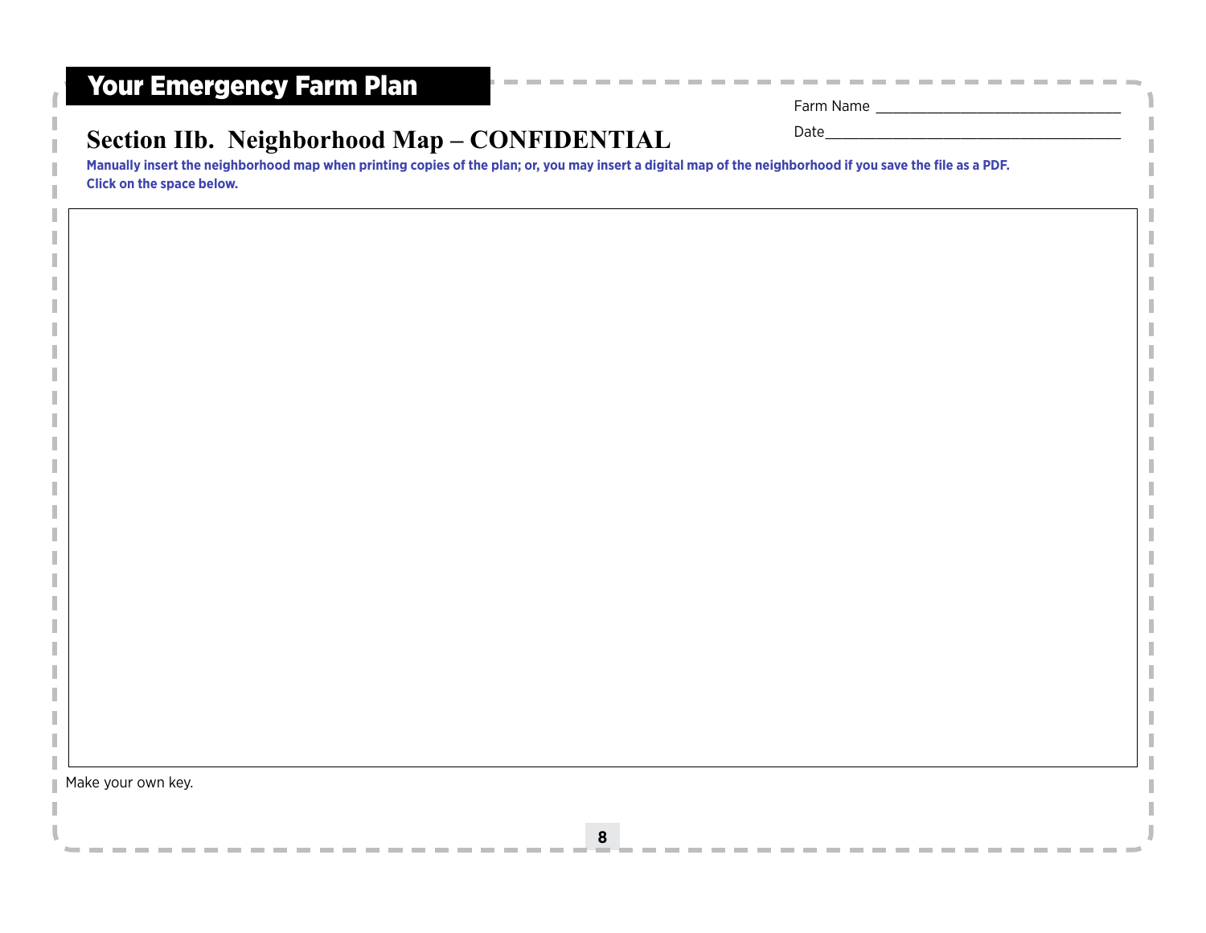# Your Emergency Farm Plan

Farm Name ______________________________

Date____________________________________

## Section IIb. Neighborhood Map – CONFIDENTIAL

**Manually insert the neighborhood map when printing copies of the plan; or, you may insert a digital map of the neighborhood if you save the file as a PDF. Click on the space below.**

Make your own key.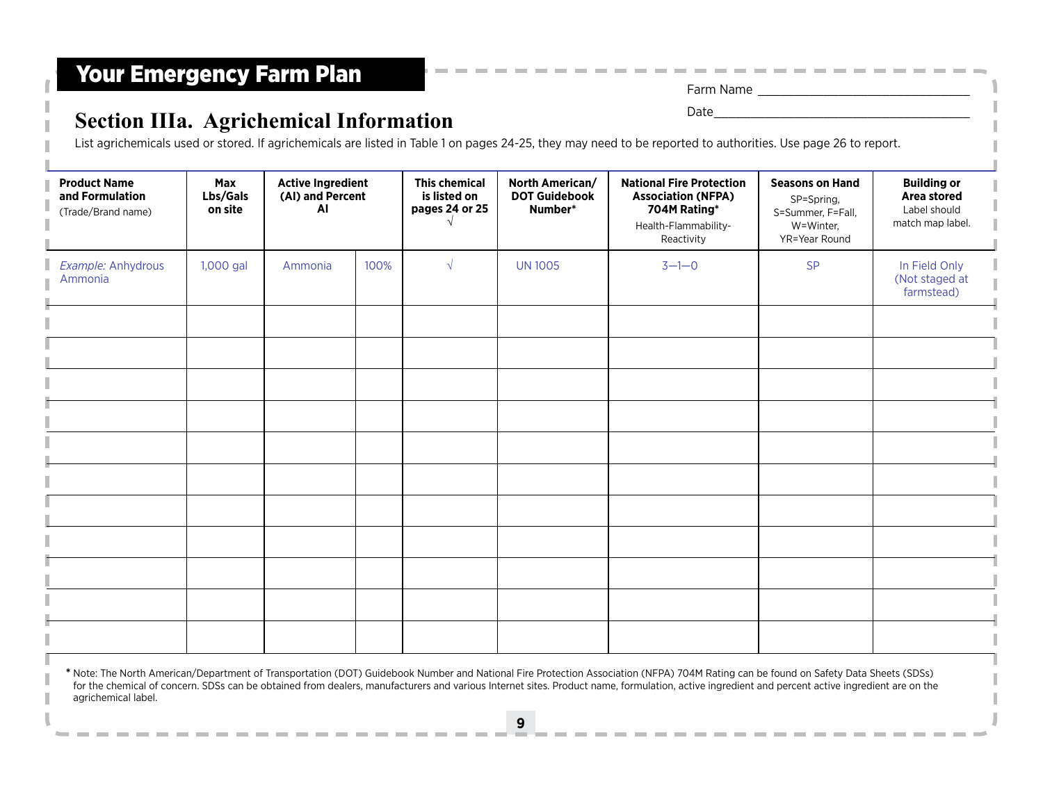# Your Emergency Farm Plan

Farm Name ______________________________

Date ___________________________________

## Section IIIa. Agrichemical Information

List agrichemicals used or stored. If agrichemicals are listed in Table 1 on pages 24-25, they may need to be reported to authorities. Use page 26 to report.

| **Product Name and Formulation** (Trade/Brand name) | **Max Lbs/Gals on site** | **Active Ingredient (AI) and Percent AI** | | **This chemical is listed on pages 24 or 25** √ | **North American/ DOT Guidebook Number*** | **National Fire Protection Association (NFPA) 704M Rating*** Health-Flammability-Reactivity | **Seasons on Hand** SP=Spring, S=Summer, F=Fall, W=Winter, YR=Year Round | **Building or Area stored** Label should match map label. |
|---|---|---|---|---|---|---|---|---|
| *Example:* Anhydrous Ammonia | 1,000 gal | Ammonia | 100% | √ | UN 1005 | 3—1—0 | SP | In Field Only (Not staged at farmstead) |
| | | | | | | | | |
| | | | | | | | | |
| | | | | | | | | |
| | | | | | | | | |
| | | | | | | | | |
| | | | | | | | | |
| | | | | | | | | |
| | | | | | | | | |
| | | | | | | | | |
| | | | | | | | | |
| | | | | | | | | |

* Note: The North American/Department of Transportation (DOT) Guidebook Number and National Fire Protection Association (NFPA) 704M Rating can be found on Safety Data Sheets (SDSs) for the chemical of concern. SDSs can be obtained from dealers, manufacturers and various Internet sites. Product name, formulation, active ingredient and percent active ingredient are on the agrichemical label.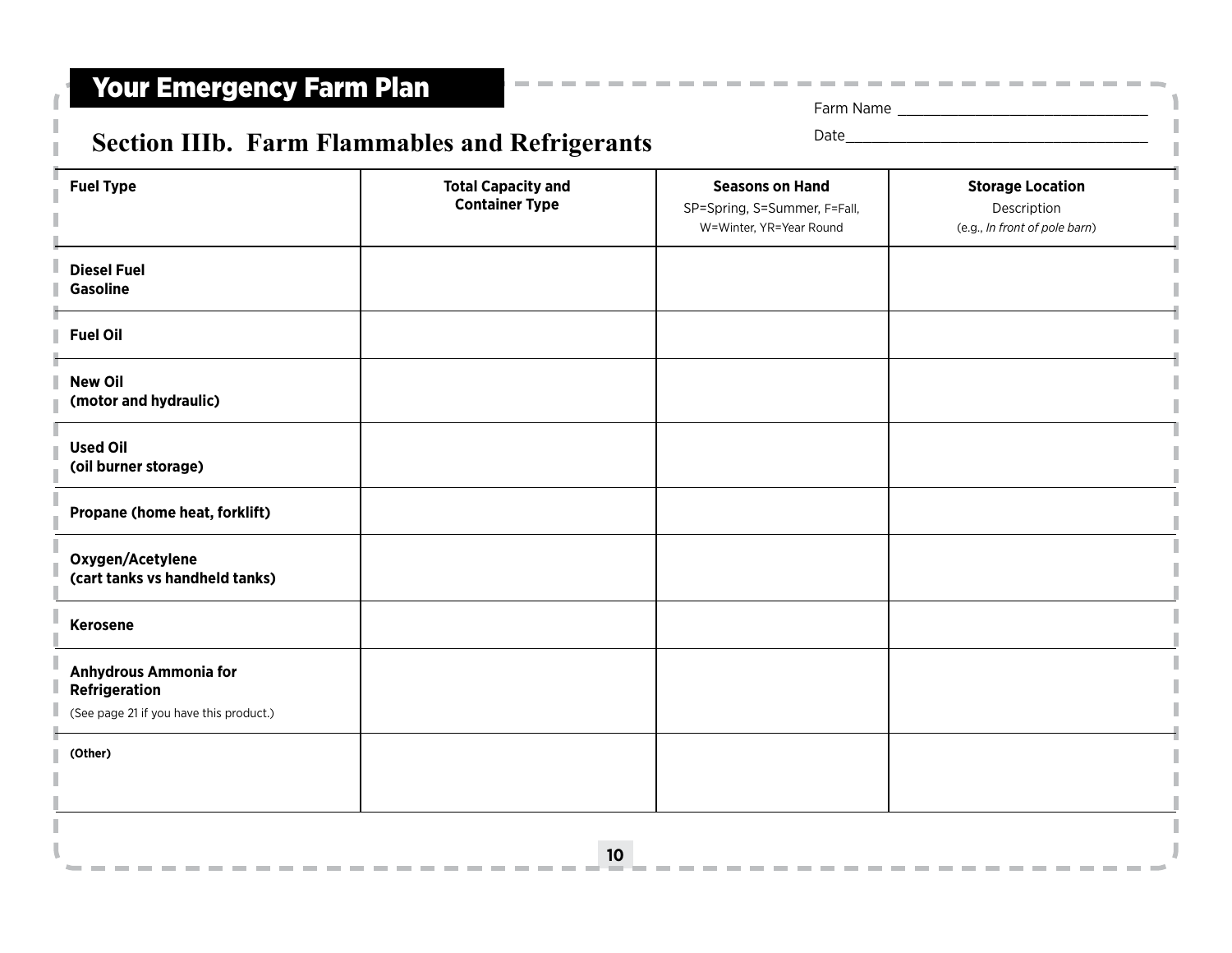## Your Emergency Farm Plan

Farm Name ______________________________

Date___________________________________

### Section IIIb. Farm Flammables and Refrigerants

| Fuel Type | Total Capacity and Container Type | Seasons on Hand<br>SP=Spring, S=Summer, F=Fall, W=Winter, YR=Year Round | Storage Location<br>Description<br>(e.g., *In front of pole barn*) |
|---|---|---|---|
| **Diesel Fuel**<br>**Gasoline** | | | |
| **Fuel Oil** | | | |
| **New Oil (motor and hydraulic)** | | | |
| **Used Oil (oil burner storage)** | | | |
| **Propane (home heat, forklift)** | | | |
| **Oxygen/Acetylene (cart tanks vs handheld tanks)** | | | |
| **Kerosene** | | | |
| **Anhydrous Ammonia for Refrigeration**<br>(See page 21 if you have this product.) | | | |
| **(Other)** | | | |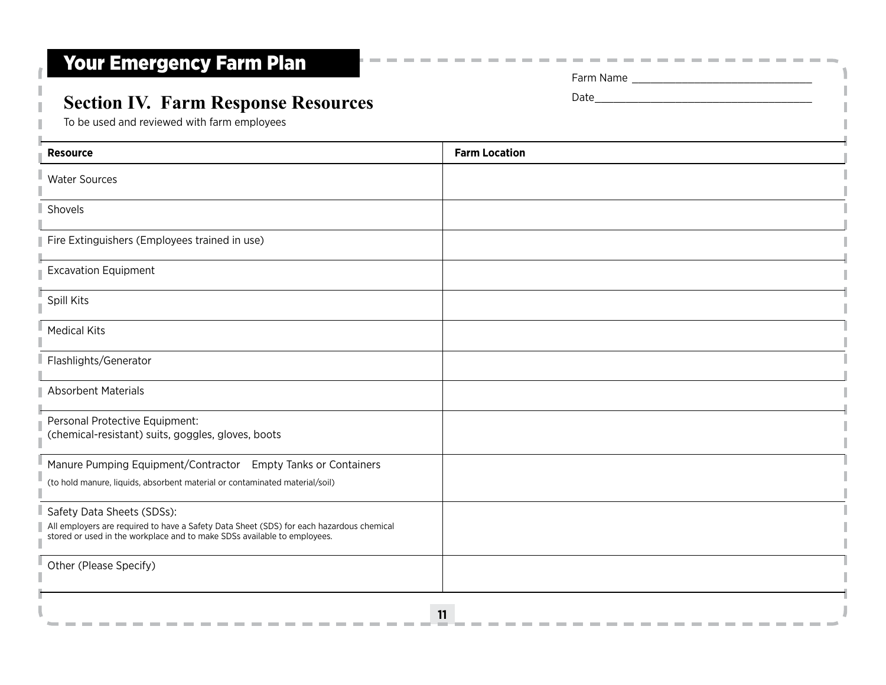# Your Emergency Farm Plan

Farm Name ______________________________

Date____________________________________

## Section IV. Farm Response Resources

To be used and reviewed with farm employees

| Resource | Farm Location |
|---|---|
| Water Sources | |
| Shovels | |
| Fire Extinguishers (Employees trained in use) | |
| Excavation Equipment | |
| Spill Kits | |
| Medical Kits | |
| Flashlights/Generator | |
| Absorbent Materials | |
| Personal Protective Equipment: (chemical-resistant) suits, goggles, gloves, boots | |
| Manure Pumping Equipment/Contractor Empty Tanks or Containers (to hold manure, liquids, absorbent material or contaminated material/soil) | |
| Safety Data Sheets (SDSs): All employers are required to have a Safety Data Sheet (SDS) for each hazardous chemical stored or used in the workplace and to make SDSs available to employees. | |
| Other (Please Specify) | |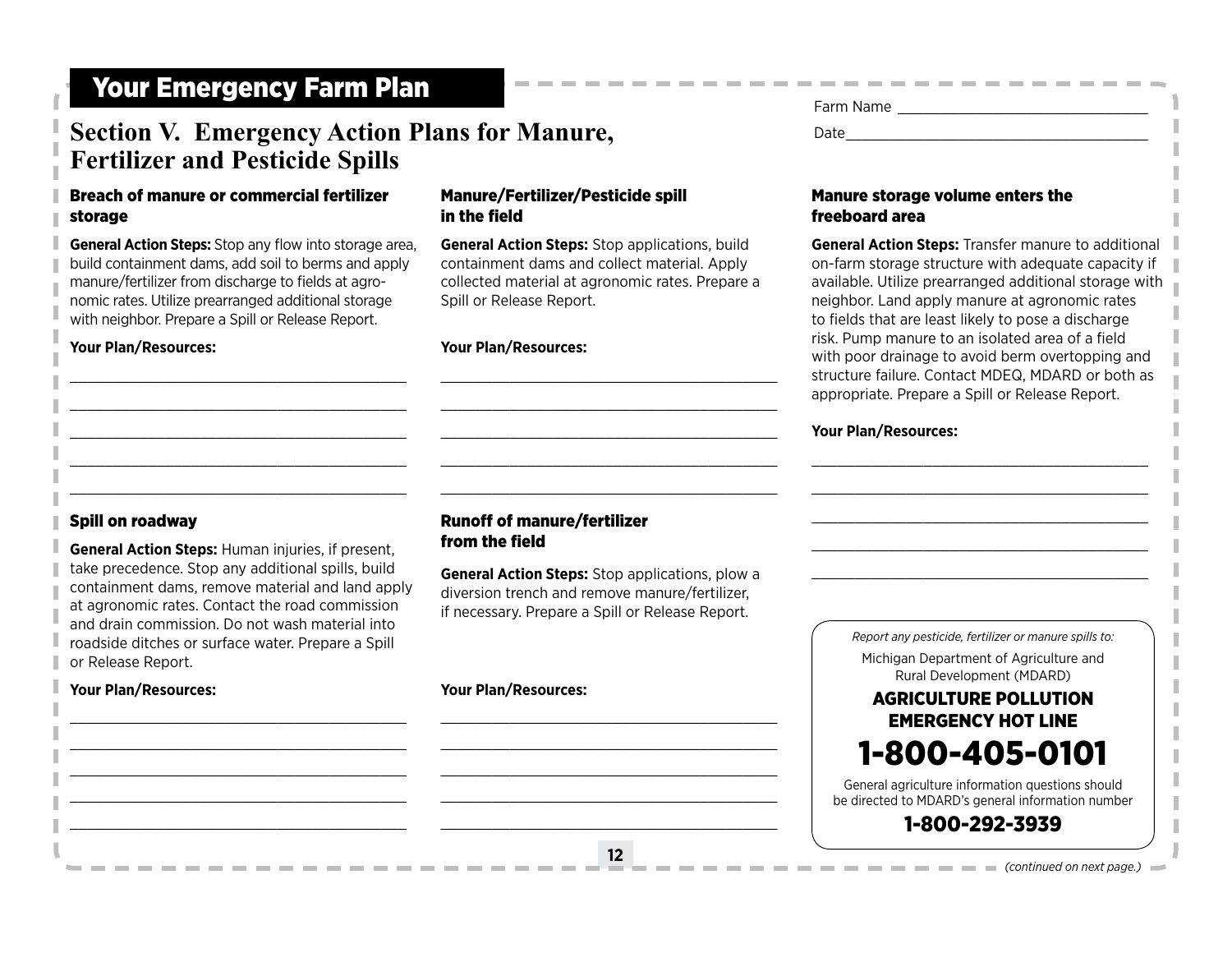# Your Emergency Farm Plan

Farm Name ______________________________

Date__________________________________

## Section V. Emergency Action Plans for Manure, Fertilizer and Pesticide Spills

### Breach of manure or commercial fertilizer storage

**General Action Steps:** Stop any flow into storage area, build containment dams, add soil to berms and apply manure/fertilizer from discharge to fields at agronomic rates. Utilize prearranged additional storage with neighbor. Prepare a Spill or Release Report.

**Your Plan/Resources:**

_______________________________________

_______________________________________

_______________________________________

_______________________________________

_______________________________________

### Spill on roadway

**General Action Steps:** Human injuries, if present, take precedence. Stop any additional spills, build containment dams, remove material and land apply at agronomic rates. Contact the road commission and drain commission. Do not wash material into roadside ditches or surface water. Prepare a Spill or Release Report.

**Your Plan/Resources:**

_______________________________________

_______________________________________

_______________________________________

_______________________________________

_______________________________________

### Manure/Fertilizer/Pesticide spill in the field

**General Action Steps:** Stop applications, build containment dams and collect material. Apply collected material at agronomic rates. Prepare a Spill or Release Report.

**Your Plan/Resources:**

_______________________________________

_______________________________________

_______________________________________

_______________________________________

_______________________________________

### Runoff of manure/fertilizer from the field

**General Action Steps:** Stop applications, plow a diversion trench and remove manure/fertilizer, if necessary. Prepare a Spill or Release Report.

**Your Plan/Resources:**

_______________________________________

_______________________________________

_______________________________________

_______________________________________

_______________________________________

### Manure storage volume enters the freeboard area

**General Action Steps:** Transfer manure to additional on-farm storage structure with adequate capacity if available. Utilize prearranged additional storage with neighbor. Land apply manure at agronomic rates to fields that are least likely to pose a discharge risk. Pump manure to an isolated area of a field with poor drainage to avoid berm overtopping and structure failure. Contact MDEQ, MDARD or both as appropriate. Prepare a Spill or Release Report.

**Your Plan/Resources:**

_______________________________________

_______________________________________

_______________________________________

_______________________________________

_______________________________________

*Report any pesticide, fertilizer or manure spills to:*

Michigan Department of Agriculture and Rural Development (MDARD)

**AGRICULTURE POLLUTION EMERGENCY HOT LINE**

**1-800-405-0101**

General agriculture information questions should be directed to MDARD's general information number

**1-800-292-3939**

*(continued on next page.)*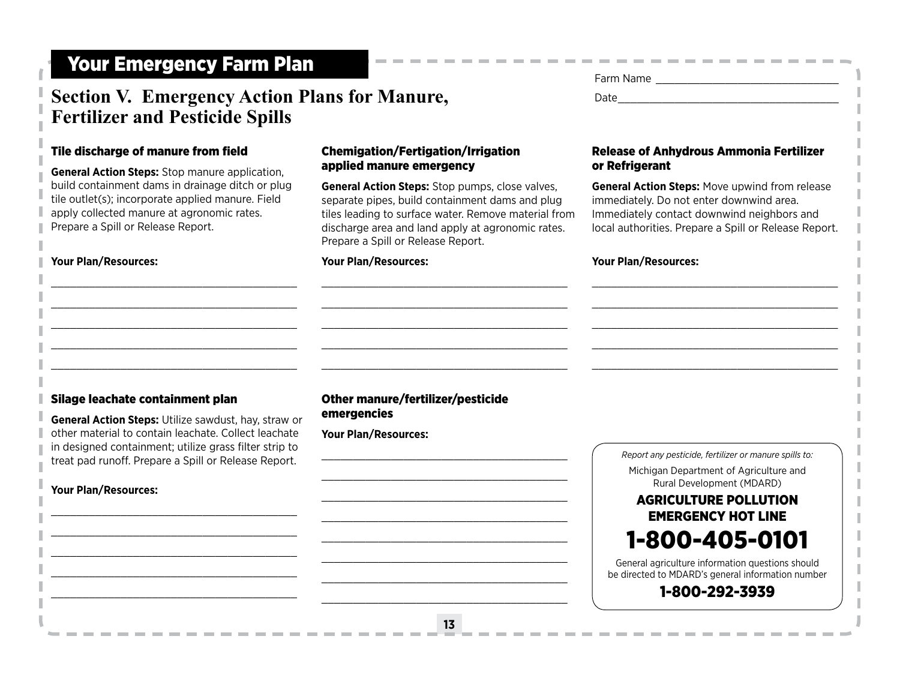# Your Emergency Farm Plan

Farm Name ________________________________

Date______________________________________

## Section V. Emergency Action Plans for Manure, Fertilizer and Pesticide Spills

### Tile discharge of manure from field

**General Action Steps:** Stop manure application, build containment dams in drainage ditch or plug tile outlet(s); incorporate applied manure. Field apply collected manure at agronomic rates. Prepare a Spill or Release Report.

**Your Plan/Resources:**

__________________________________________

__________________________________________

__________________________________________

__________________________________________

__________________________________________

### Chemigation/Fertigation/Irrigation applied manure emergency

**General Action Steps:** Stop pumps, close valves, separate pipes, build containment dams and plug tiles leading to surface water. Remove material from discharge area and land apply at agronomic rates. Prepare a Spill or Release Report.

**Your Plan/Resources:**

__________________________________________

__________________________________________

__________________________________________

__________________________________________

__________________________________________

### Release of Anhydrous Ammonia Fertilizer or Refrigerant

**General Action Steps:** Move upwind from release immediately. Do not enter downwind area. Immediately contact downwind neighbors and local authorities. Prepare a Spill or Release Report.

**Your Plan/Resources:**

__________________________________________

__________________________________________

__________________________________________

__________________________________________

__________________________________________

### Silage leachate containment plan

**General Action Steps:** Utilize sawdust, hay, straw or other material to contain leachate. Collect leachate in designed containment; utilize grass filter strip to treat pad runoff. Prepare a Spill or Release Report.

**Your Plan/Resources:**

__________________________________________

__________________________________________

__________________________________________

__________________________________________

__________________________________________

### Other manure/fertilizer/pesticide emergencies

**Your Plan/Resources:**

__________________________________________

__________________________________________

__________________________________________

__________________________________________

__________________________________________

__________________________________________

__________________________________________

__________________________________________

*Report any pesticide, fertilizer or manure spills to:*

Michigan Department of Agriculture and Rural Development (MDARD)

**AGRICULTURE POLLUTION EMERGENCY HOT LINE**

**1-800-405-0101**

General agriculture information questions should be directed to MDARD's general information number

**1-800-292-3939**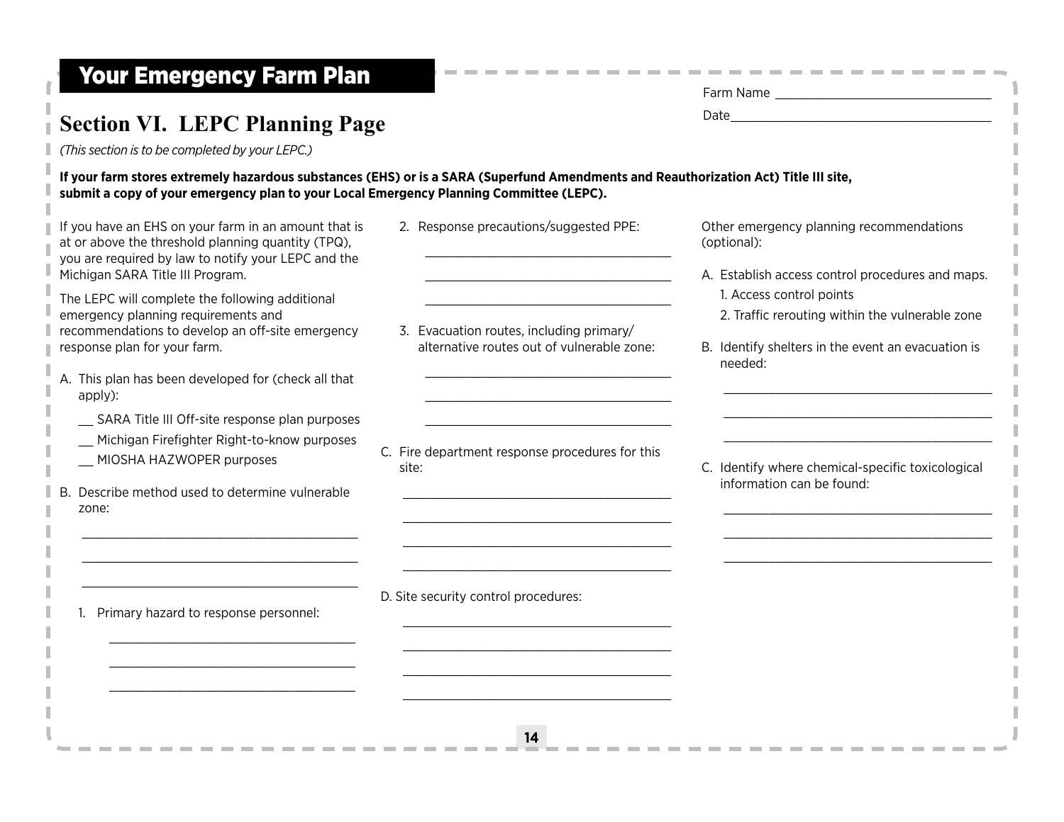# Your Emergency Farm Plan

Farm Name ______________________________

Date__________________________________

## Section VI. LEPC Planning Page

*(This section is to be completed by your LEPC.)*

**If your farm stores extremely hazardous substances (EHS) or is a SARA (Superfund Amendments and Reauthorization Act) Title III site, submit a copy of your emergency plan to your Local Emergency Planning Committee (LEPC).**

If you have an EHS on your farm in an amount that is at or above the threshold planning quantity (TPQ), you are required by law to notify your LEPC and the Michigan SARA Title III Program.

The LEPC will complete the following additional emergency planning requirements and recommendations to develop an off-site emergency response plan for your farm.

A. This plan has been developed for (check all that apply):

   __ SARA Title III Off-site response plan purposes

   __ Michigan Firefighter Right-to-know purposes

   __ MIOSHA HAZWOPER purposes

B. Describe method used to determine vulnerable zone:

   ______________________________________

   ______________________________________

   ______________________________________

   1. Primary hazard to response personnel:

      ______________________________________

      ______________________________________

      ______________________________________

   2. Response precautions/suggested PPE:

      ______________________________________

      ______________________________________

      ______________________________________

   3. Evacuation routes, including primary/alternative routes out of vulnerable zone:

      ______________________________________

      ______________________________________

      ______________________________________

C. Fire department response procedures for this site:

   ______________________________________

   ______________________________________

   ______________________________________

   ______________________________________

D. Site security control procedures:

   ______________________________________

   ______________________________________

   ______________________________________

   ______________________________________

Other emergency planning recommendations (optional):

A. Establish access control procedures and maps.

   1. Access control points

   2. Traffic rerouting within the vulnerable zone

B. Identify shelters in the event an evacuation is needed:

   ______________________________________

   ______________________________________

   ______________________________________

C. Identify where chemical-specific toxicological information can be found:

   ______________________________________

   ______________________________________

   ______________________________________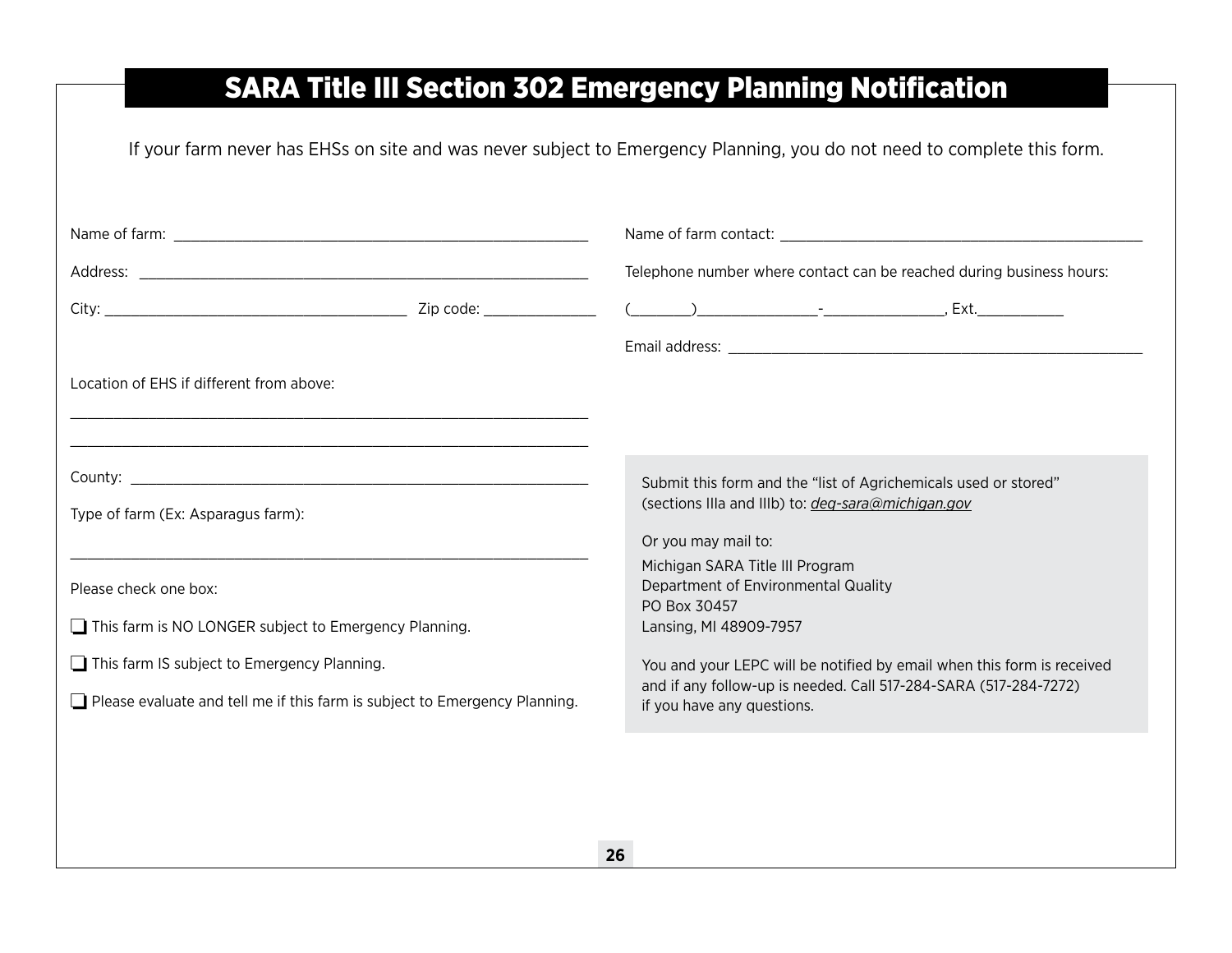# SARA Title III Section 302 Emergency Planning Notification

If your farm never has EHSs on site and was never subject to Emergency Planning, you do not need to complete this form.

Name of farm: ____________________________________________________

Address: ________________________________________________________

City: ____________________________________ Zip code: ______________

Location of EHS if different from above:

_______________________________________________________________

_______________________________________________________________

County: _________________________________________________________

Type of farm (Ex: Asparagus farm):

_______________________________________________________________

Please check one box:

❑ This farm is NO LONGER subject to Emergency Planning.

❑ This farm IS subject to Emergency Planning.

❑ Please evaluate and tell me if this farm is subject to Emergency Planning.

Name of farm contact: ____________________________________________

Telephone number where contact can be reached during business hours:

(________)_______________-_______________, Ext.___________

Email address: __________________________________________________

Submit this form and the “list of Agrichemicals used or stored” (sections IIIa and IIIb) to: *deq-sara@michigan.gov*

Or you may mail to:

Michigan SARA Title III Program
Department of Environmental Quality
PO Box 30457
Lansing, MI 48909-7957

You and your LEPC will be notified by email when this form is received and if any follow-up is needed. Call 517-284-SARA (517-284-7272) if you have any questions.